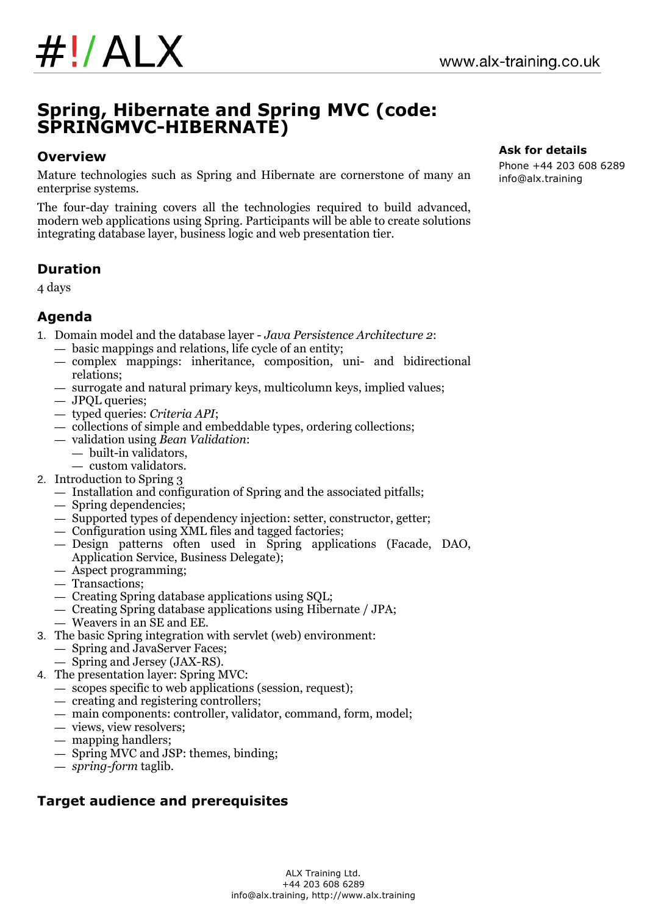# Spring, Hibernate and Spring MVC (code: SPRINGMVC-HIBERNATE)

**Ask for details**

Phone +44 203 608 6289
info@alx.training

## Overview

Mature technologies such as Spring and Hibernate are cornerstone of many an enterprise systems.

The four-day training covers all the technologies required to build advanced, modern web applications using Spring. Participants will be able to create solutions integrating database layer, business logic and web presentation tier.

## Duration

4 days

## Agenda

1. Domain model and the database layer - *Java Persistence Architecture 2*:
   - basic mappings and relations, life cycle of an entity;
   - complex mappings: inheritance, composition, uni- and bidirectional relations;
   - surrogate and natural primary keys, multicolumn keys, implied values;
   - JPQL queries;
   - typed queries: *Criteria API*;
   - collections of simple and embeddable types, ordering collections;
   - validation using *Bean Validation*:
     - built-in validators,
     - custom validators.
2. Introduction to Spring 3
   - Installation and configuration of Spring and the associated pitfalls;
   - Spring dependencies;
   - Supported types of dependency injection: setter, constructor, getter;
   - Configuration using XML files and tagged factories;
   - Design patterns often used in Spring applications (Facade, DAO, Application Service, Business Delegate);
   - Aspect programming;
   - Transactions;
   - Creating Spring database applications using SQL;
   - Creating Spring database applications using Hibernate / JPA;
   - Weavers in an SE and EE.
3. The basic Spring integration with servlet (web) environment:
   - Spring and JavaServer Faces;
   - Spring and Jersey (JAX-RS).
4. The presentation layer: Spring MVC:
   - scopes specific to web applications (session, request);
   - creating and registering controllers;
   - main components: controller, validator, command, form, model;
   - views, view resolvers;
   - mapping handlers;
   - Spring MVC and JSP: themes, binding;
   - *spring-form* taglib.

## Target audience and prerequisites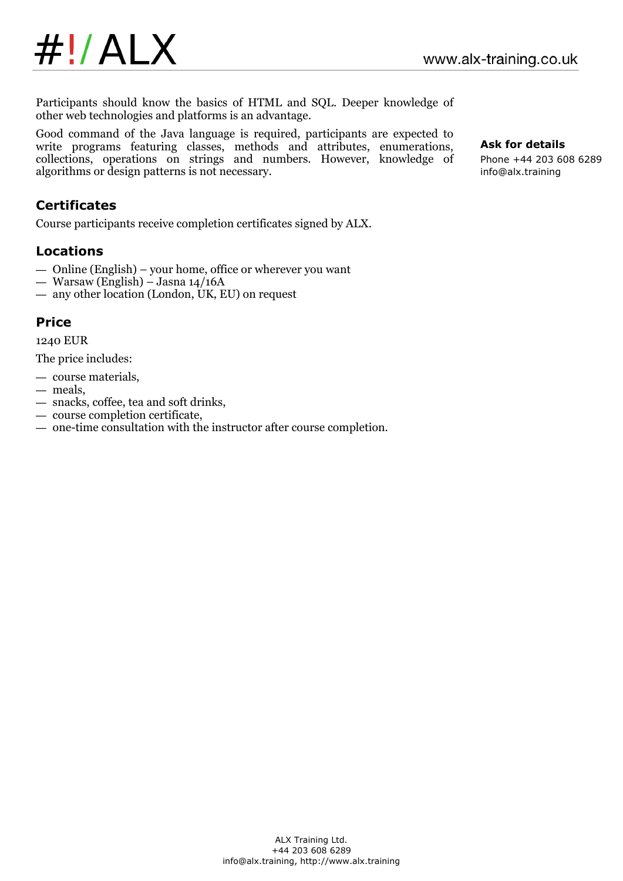Participants should know the basics of HTML and SQL. Deeper knowledge of other web technologies and platforms is an advantage.

Good command of the Java language is required, participants are expected to write programs featuring classes, methods and attributes, enumerations, collections, operations on strings and numbers. However, knowledge of algorithms or design patterns is not necessary.

**Ask for details**

Phone +44 203 608 6289
info@alx.training

## Certificates

Course participants receive completion certificates signed by ALX.

## Locations

— Online (English) – your home, office or wherever you want
— Warsaw (English) – Jasna 14/16A
— any other location (London, UK, EU) on request

## Price

1240 EUR

The price includes:

— course materials,
— meals,
— snacks, coffee, tea and soft drinks,
— course completion certificate,
— one-time consultation with the instructor after course completion.